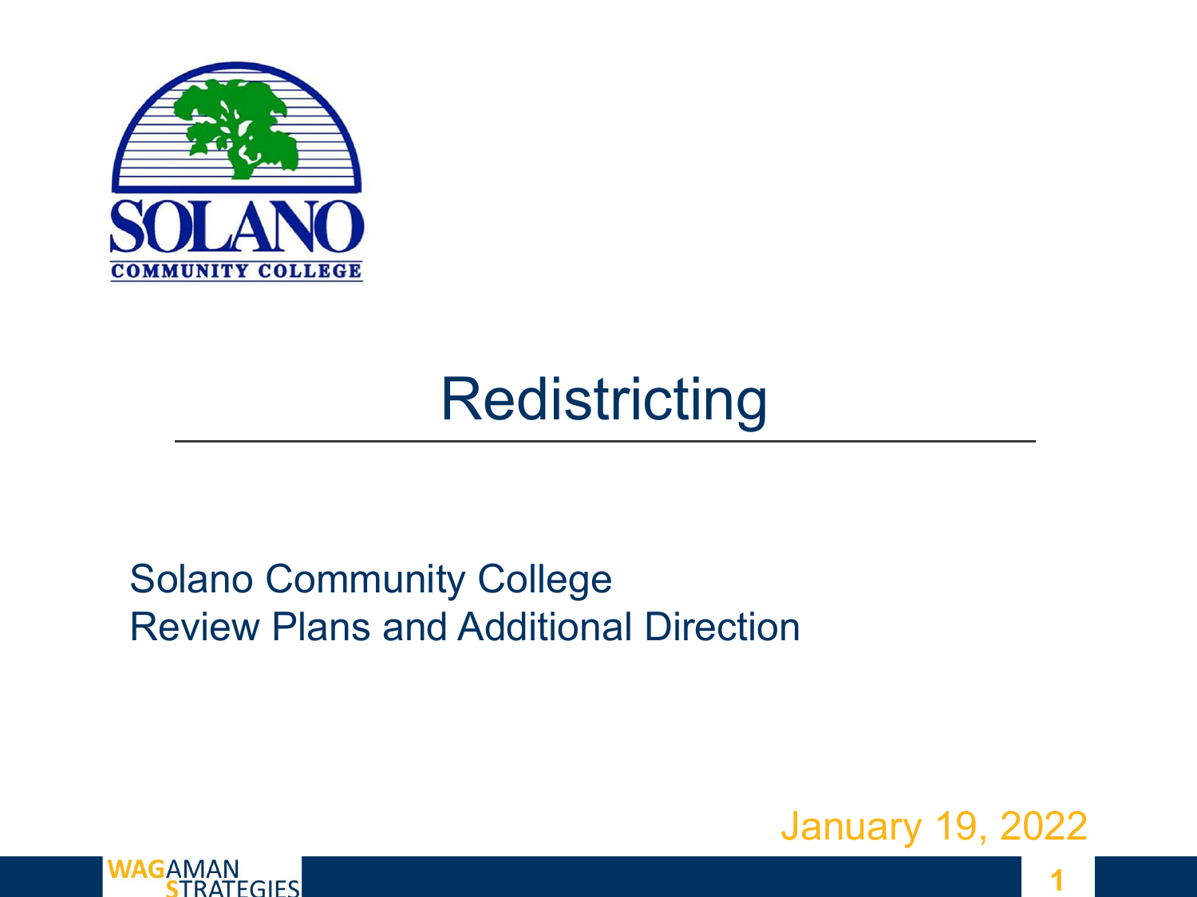# Redistricting

Solano Community College
Review Plans and Additional Direction

January 19, 2022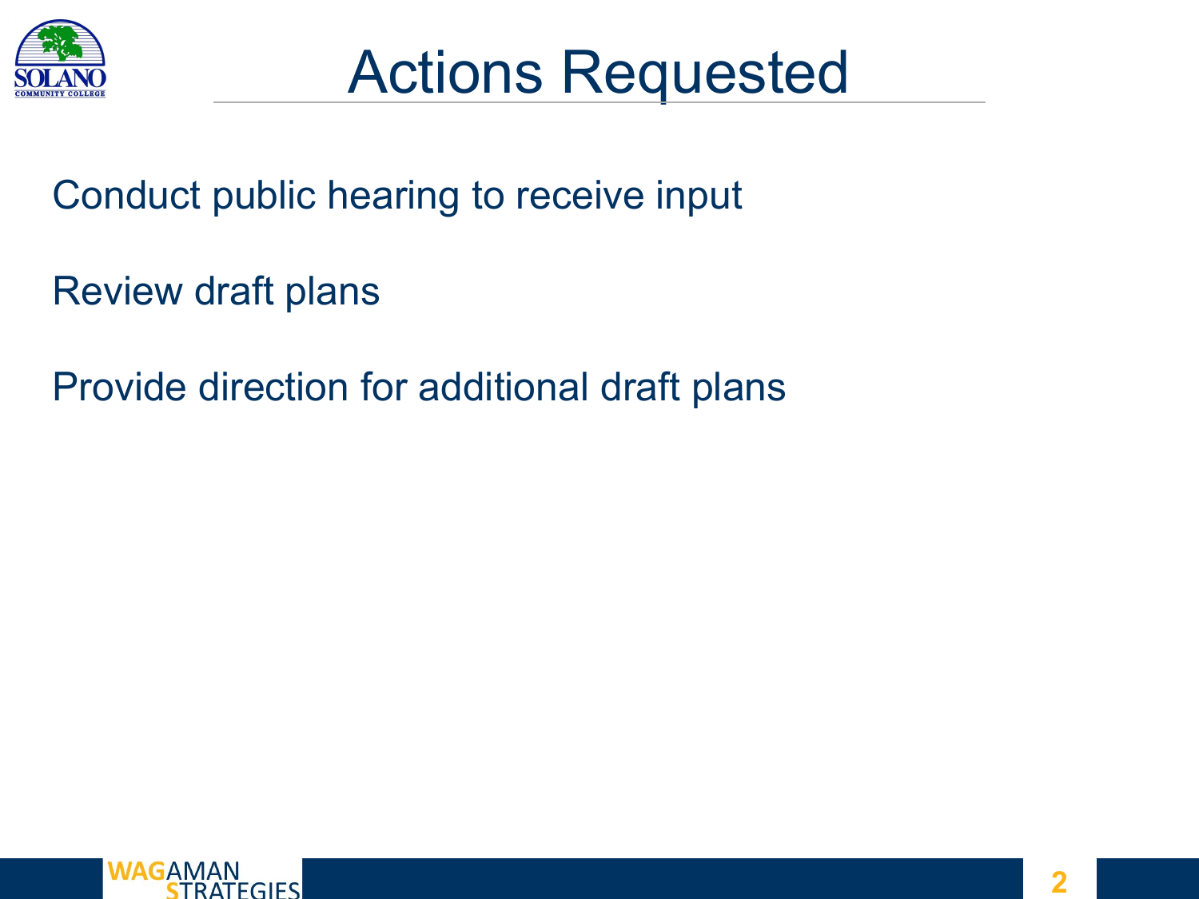# Actions Requested

Conduct public hearing to receive input

Review draft plans

Provide direction for additional draft plans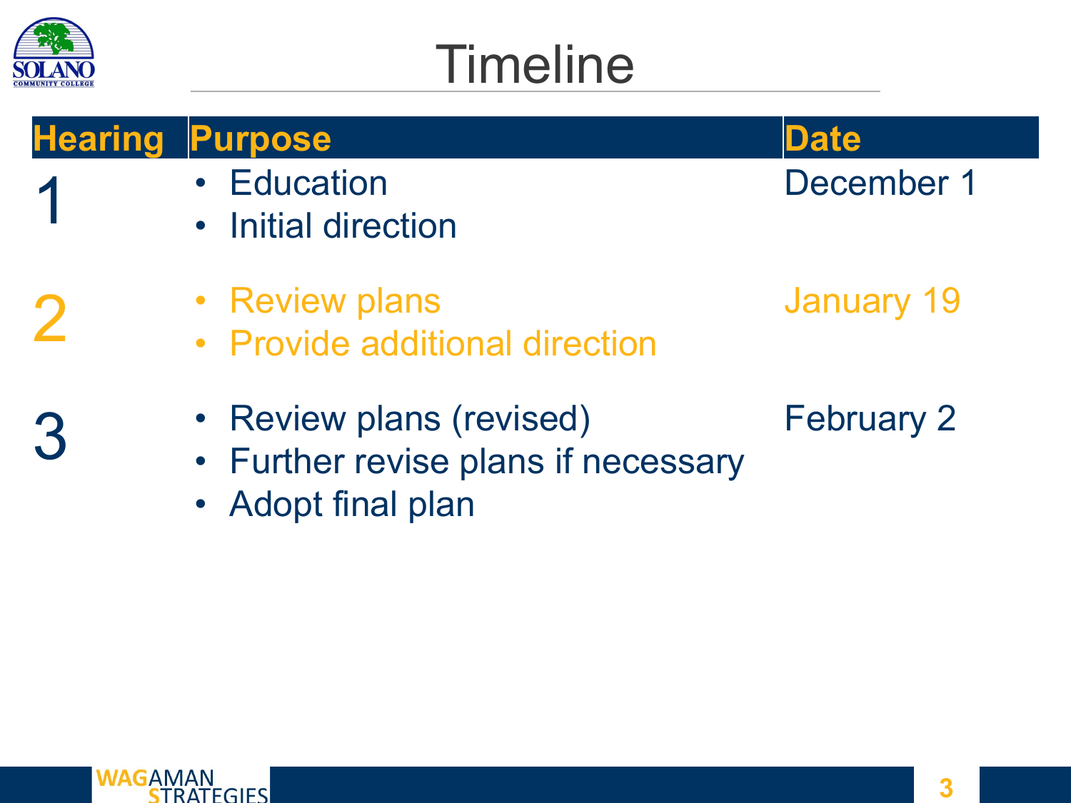# Timeline

| Hearing | Purpose | Date |
|---|---|---|
| 1 | • Education<br>• Initial direction | December 1 |
| 2 | • Review plans<br>• Provide additional direction | January 19 |
| 3 | • Review plans (revised)<br>• Further revise plans if necessary<br>• Adopt final plan | February 2 |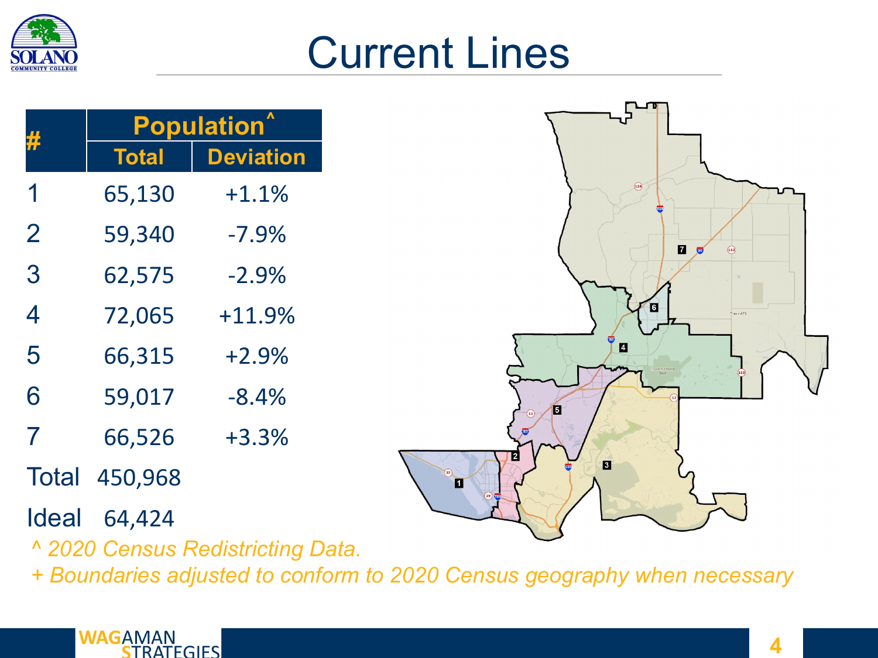# Current Lines

| # | Population^ | |
|---|---|---|
| | Total | Deviation |
| 1 | 65,130 | +1.1% |
| 2 | 59,340 | -7.9% |
| 3 | 62,575 | -2.9% |
| 4 | 72,065 | +11.9% |
| 5 | 66,315 | +2.9% |
| 6 | 59,017 | -8.4% |
| 7 | 66,526 | +3.3% |
| Total | 450,968 | |
| Ideal | 64,424 | |

*^ 2020 Census Redistricting Data.*

*+ Boundaries adjusted to conform to 2020 Census geography when necessary*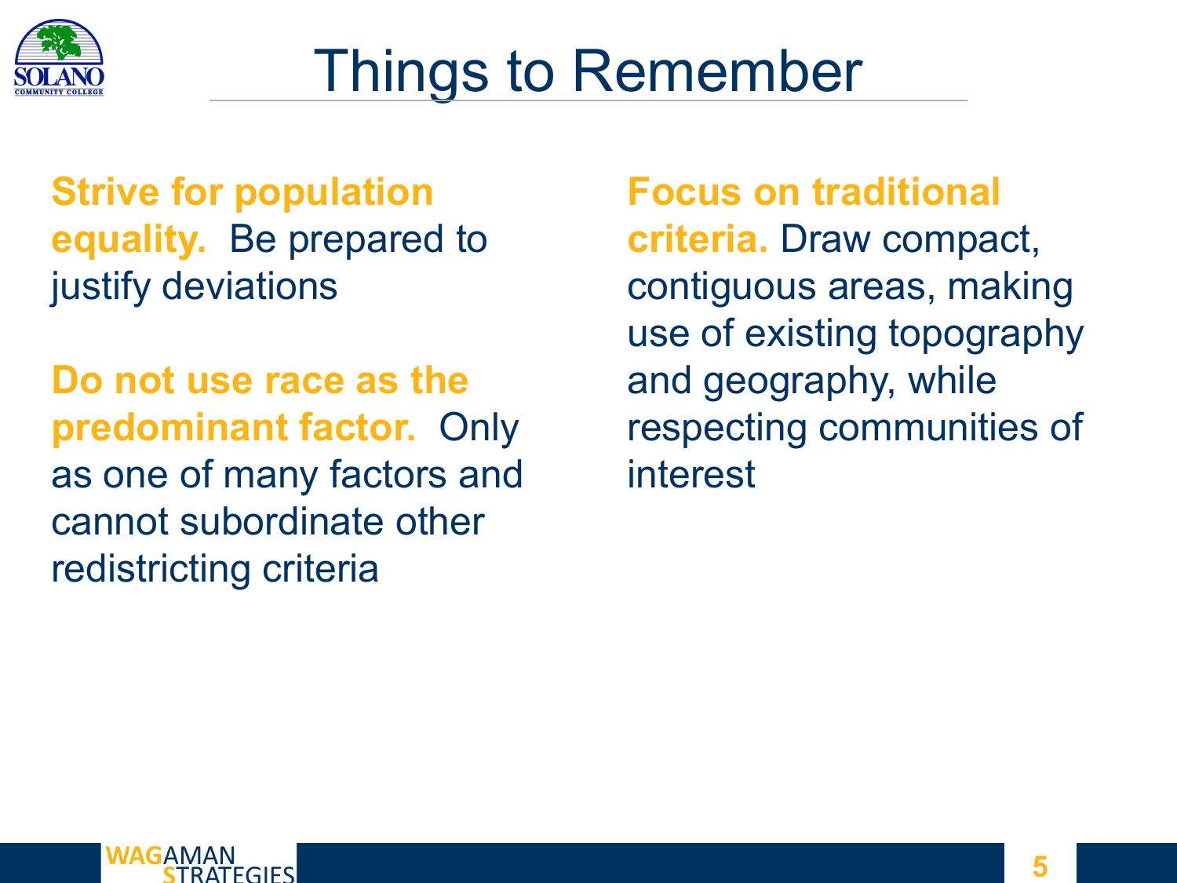# Things to Remember

**Strive for population equality.** Be prepared to justify deviations

**Do not use race as the predominant factor.** Only as one of many factors and cannot subordinate other redistricting criteria

**Focus on traditional criteria.** Draw compact, contiguous areas, making use of existing topography and geography, while respecting communities of interest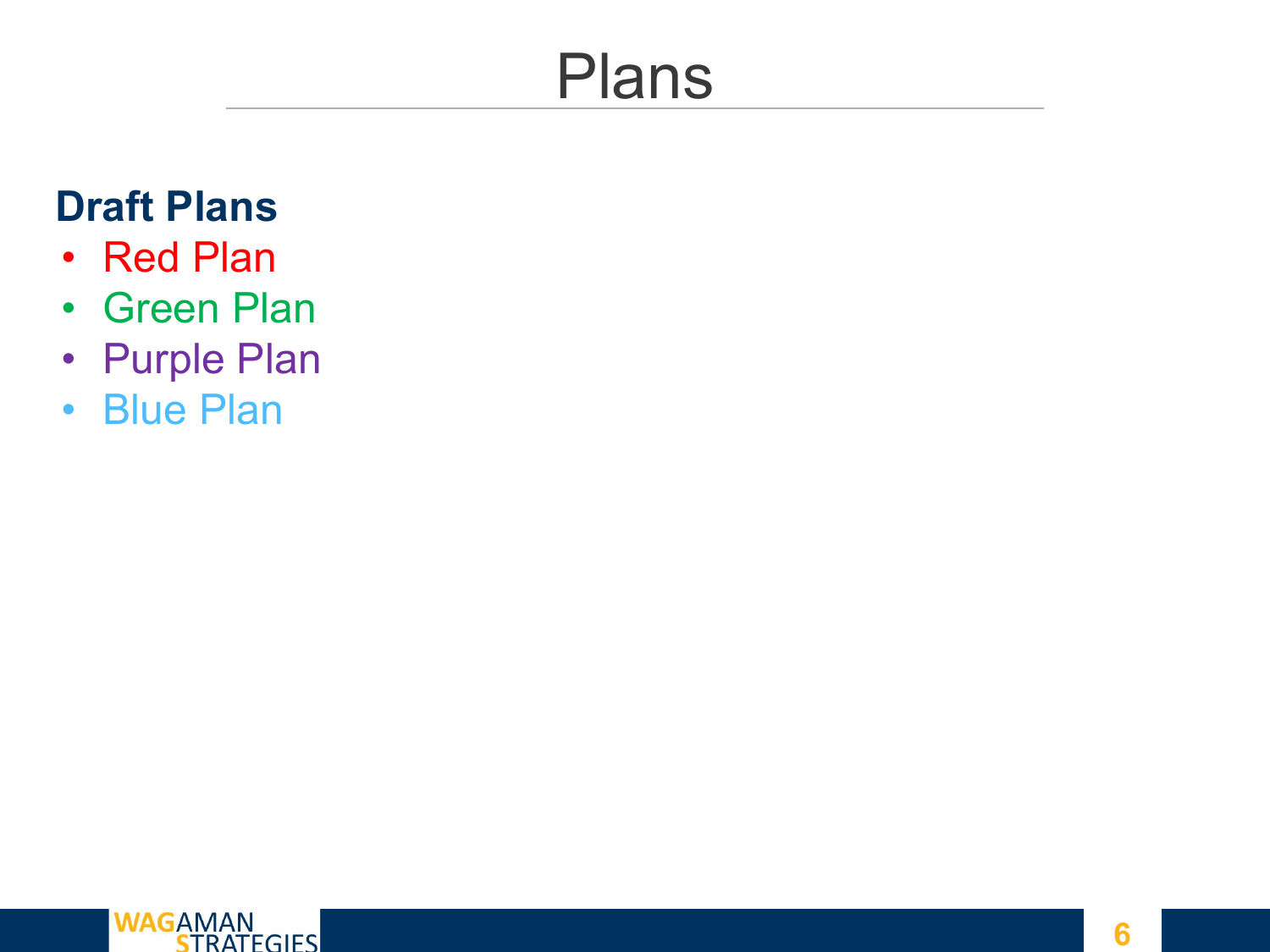# Plans

**Draft Plans**

- Red Plan
- Green Plan
- Purple Plan
- Blue Plan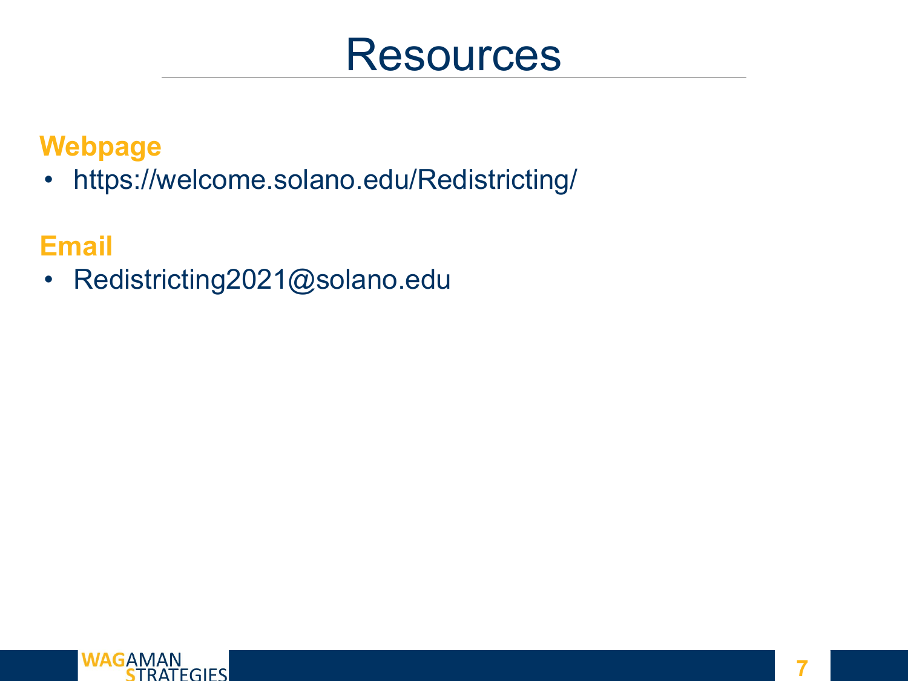# Resources

**Webpage**

- https://welcome.solano.edu/Redistricting/

**Email**

- Redistricting2021@solano.edu